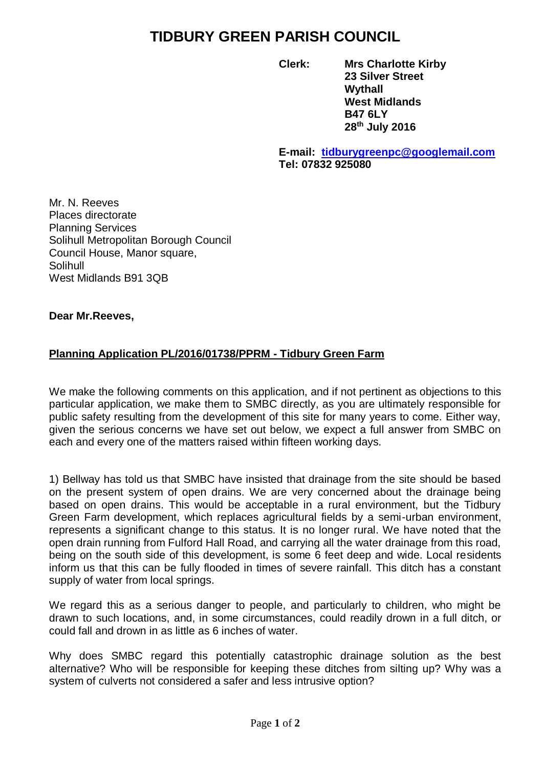# TIDBURY GREEN PARISH COUNCIL

**Clerk:** **Mrs Charlotte Kirby**
**23 Silver Street**
**Wythall**
**West Midlands**
**B47 6LY**
**28th July 2016**

**E-mail: tidburygreenpc@googlemail.com**
**Tel: 07832 925080**

Mr. N. Reeves
Places directorate
Planning Services
Solihull Metropolitan Borough Council
Council House, Manor square,
Solihull
West Midlands B91 3QB

**Dear Mr.Reeves,**

**Planning Application PL/2016/01738/PPRM - Tidbury Green Farm**

We make the following comments on this application, and if not pertinent as objections to this particular application, we make them to SMBC directly, as you are ultimately responsible for public safety resulting from the development of this site for many years to come. Either way, given the serious concerns we have set out below, we expect a full answer from SMBC on each and every one of the matters raised within fifteen working days.

1) Bellway has told us that SMBC have insisted that drainage from the site should be based on the present system of open drains. We are very concerned about the drainage being based on open drains. This would be acceptable in a rural environment, but the Tidbury Green Farm development, which replaces agricultural fields by a semi-urban environment, represents a significant change to this status. It is no longer rural. We have noted that the open drain running from Fulford Hall Road, and carrying all the water drainage from this road, being on the south side of this development, is some 6 feet deep and wide. Local residents inform us that this can be fully flooded in times of severe rainfall. This ditch has a constant supply of water from local springs.

We regard this as a serious danger to people, and particularly to children, who might be drawn to such locations, and, in some circumstances, could readily drown in a full ditch, or could fall and drown in as little as 6 inches of water.

Why does SMBC regard this potentially catastrophic drainage solution as the best alternative? Who will be responsible for keeping these ditches from silting up? Why was a system of culverts not considered a safer and less intrusive option?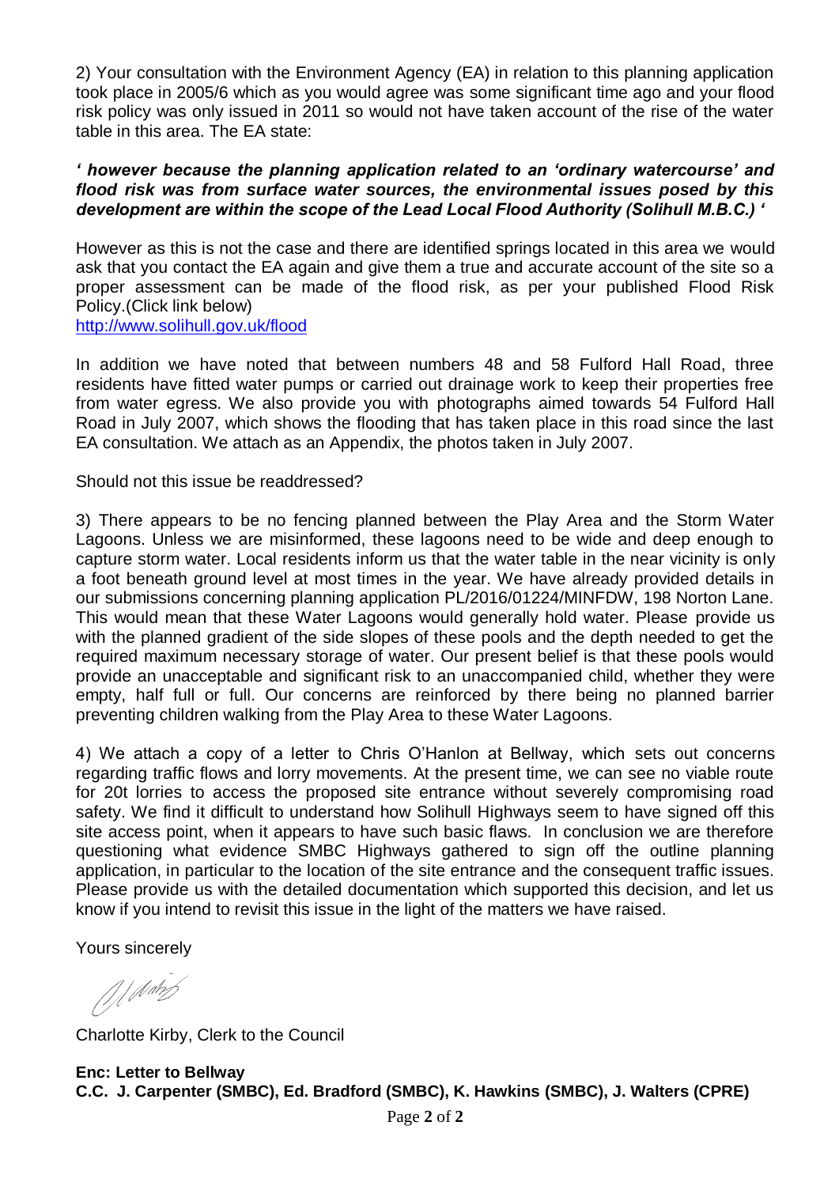2) Your consultation with the Environment Agency (EA) in relation to this planning application took place in 2005/6 which as you would agree was some significant time ago and your flood risk policy was only issued in 2011 so would not have taken account of the rise of the water table in this area. The EA state:

***' however because the planning application related to an 'ordinary watercourse' and flood risk was from surface water sources, the environmental issues posed by this development are within the scope of the Lead Local Flood Authority (Solihull M.B.C.) '***

However as this is not the case and there are identified springs located in this area we would ask that you contact the EA again and give them a true and accurate account of the site so a proper assessment can be made of the flood risk, as per your published Flood Risk Policy.(Click link below)

http://www.solihull.gov.uk/flood

In addition we have noted that between numbers 48 and 58 Fulford Hall Road, three residents have fitted water pumps or carried out drainage work to keep their properties free from water egress. We also provide you with photographs aimed towards 54 Fulford Hall Road in July 2007, which shows the flooding that has taken place in this road since the last EA consultation. We attach as an Appendix, the photos taken in July 2007.

Should not this issue be readdressed?

3) There appears to be no fencing planned between the Play Area and the Storm Water Lagoons. Unless we are misinformed, these lagoons need to be wide and deep enough to capture storm water. Local residents inform us that the water table in the near vicinity is only a foot beneath ground level at most times in the year. We have already provided details in our submissions concerning planning application PL/2016/01224/MINFDW, 198 Norton Lane. This would mean that these Water Lagoons would generally hold water. Please provide us with the planned gradient of the side slopes of these pools and the depth needed to get the required maximum necessary storage of water. Our present belief is that these pools would provide an unacceptable and significant risk to an unaccompanied child, whether they were empty, half full or full. Our concerns are reinforced by there being no planned barrier preventing children walking from the Play Area to these Water Lagoons.

4) We attach a copy of a letter to Chris O'Hanlon at Bellway, which sets out concerns regarding traffic flows and lorry movements. At the present time, we can see no viable route for 20t lorries to access the proposed site entrance without severely compromising road safety. We find it difficult to understand how Solihull Highways seem to have signed off this site access point, when it appears to have such basic flaws. In conclusion we are therefore questioning what evidence SMBC Highways gathered to sign off the outline planning application, in particular to the location of the site entrance and the consequent traffic issues. Please provide us with the detailed documentation which supported this decision, and let us know if you intend to revisit this issue in the light of the matters we have raised.

Yours sincerely

Charlotte Kirby, Clerk to the Council

**Enc: Letter to Bellway**
**C.C. J. Carpenter (SMBC), Ed. Bradford (SMBC), K. Hawkins (SMBC), J. Walters (CPRE)**